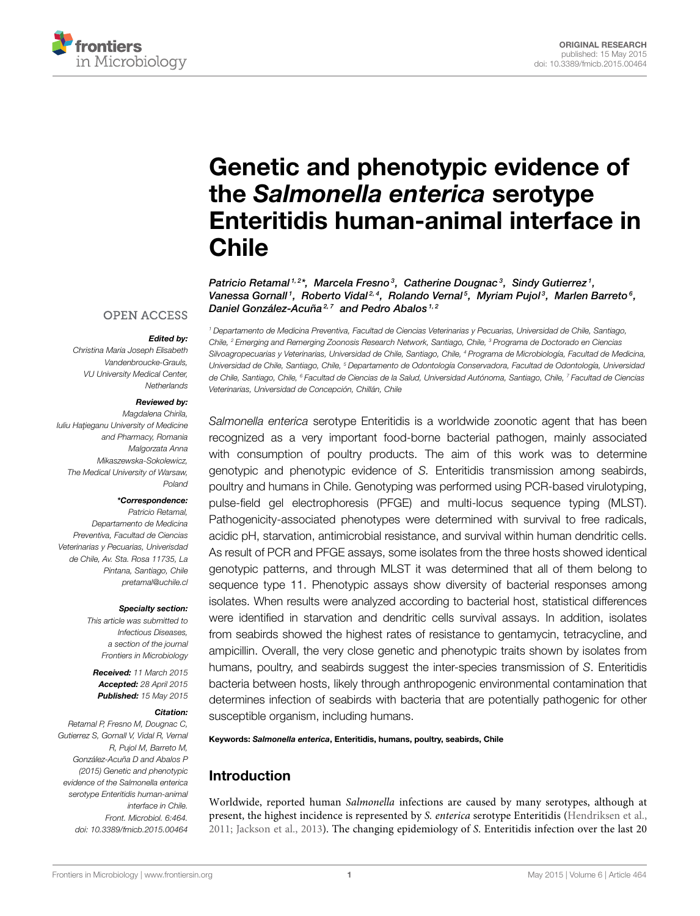ORIGINAL RESEARCH
published: 15 May 2015
doi: 10.3389/fmicb.2015.00464

# Genetic and phenotypic evidence of the *Salmonella enterica* serotype Enteritidis human-animal interface in Chile

*Patricio Retamal[1,2]\*, Marcela Fresno[3], Catherine Dougnac[3], Sindy Gutierrez[1], Vanessa Gornall[1], Roberto Vidal[2,4], Rolando Vernal[5], Myriam Pujol[3], Marlen Barreto[6], Daniel González-Acuña[2,7] and Pedro Abalos[1,2]*

[1] Departamento de Medicina Preventiva, Facultad de Ciencias Veterinarias y Pecuarias, Universidad de Chile, Santiago, Chile, [2] Emerging and Remerging Zoonosis Research Network, Santiago, Chile, [3] Programa de Doctorado en Ciencias Silvoagropecuarias y Veterinarias, Universidad de Chile, Santiago, Chile, [4] Programa de Microbiología, Facultad de Medicina, Universidad de Chile, Santiago, Chile, [5] Departamento de Odontología Conservadora, Facultad de Odontología, Universidad de Chile, Santiago, Chile, [6] Facultad de Ciencias de la Salud, Universidad Autónoma, Santiago, Chile, [7] Facultad de Ciencias Veterinarias, Universidad de Concepción, Chillán, Chile

OPEN ACCESS

***Edited by:***
Christina Maria Joseph Elisabeth Vandenbroucke-Grauls, VU University Medical Center, Netherlands

***Reviewed by:***
Magdalena Chirila, Iuliu Hațieganu University of Medicine and Pharmacy, Romania
Malgorzata Anna Mikaszewska-Sokolewicz, The Medical University of Warsaw, Poland

***\*Correspondence:***
Patricio Retamal, Departamento de Medicina Preventiva, Facultad de Ciencias Veterinarias y Pecuarias, Univerisdad de Chile, Av. Sta. Rosa 11735, La Pintana, Santiago, Chile
pretamal@uchile.cl

***Specialty section:***
This article was submitted to Infectious Diseases, a section of the journal Frontiers in Microbiology

***Received:*** 11 March 2015
***Accepted:*** 28 April 2015
***Published:*** 15 May 2015

***Citation:***
Retamal P, Fresno M, Dougnac C, Gutierrez S, Gornall V, Vidal R, Vernal R, Pujol M, Barreto M, González-Acuña D and Abalos P (2015) Genetic and phenotypic evidence of the Salmonella enterica serotype Enteritidis human-animal interface in Chile. Front. Microbiol. 6:464. doi: 10.3389/fmicb.2015.00464

*Salmonella enterica* serotype Enteritidis is a worldwide zoonotic agent that has been recognized as a very important food-borne bacterial pathogen, mainly associated with consumption of poultry products. The aim of this work was to determine genotypic and phenotypic evidence of *S.* Enteritidis transmission among seabirds, poultry and humans in Chile. Genotyping was performed using PCR-based virulotyping, pulse-field gel electrophoresis (PFGE) and multi-locus sequence typing (MLST). Pathogenicity-associated phenotypes were determined with survival to free radicals, acidic pH, starvation, antimicrobial resistance, and survival within human dendritic cells. As result of PCR and PFGE assays, some isolates from the three hosts showed identical genotypic patterns, and through MLST it was determined that all of them belong to sequence type 11. Phenotypic assays show diversity of bacterial responses among isolates. When results were analyzed according to bacterial host, statistical differences were identified in starvation and dendritic cells survival assays. In addition, isolates from seabirds showed the highest rates of resistance to gentamycin, tetracycline, and ampicillin. Overall, the very close genetic and phenotypic traits shown by isolates from humans, poultry, and seabirds suggest the inter-species transmission of *S*. Enteritidis bacteria between hosts, likely through anthropogenic environmental contamination that determines infection of seabirds with bacteria that are potentially pathogenic for other susceptible organism, including humans.

**Keywords:** ***Salmonella enterica*, Enteritidis, humans, poultry, seabirds, Chile**

## Introduction

Worldwide, reported human *Salmonella* infections are caused by many serotypes, although at present, the highest incidence is represented by *S. enterica* serotype Enteritidis (Hendriksen et al., 2011; Jackson et al., 2013). The changing epidemiology of *S.* Enteritidis infection over the last 20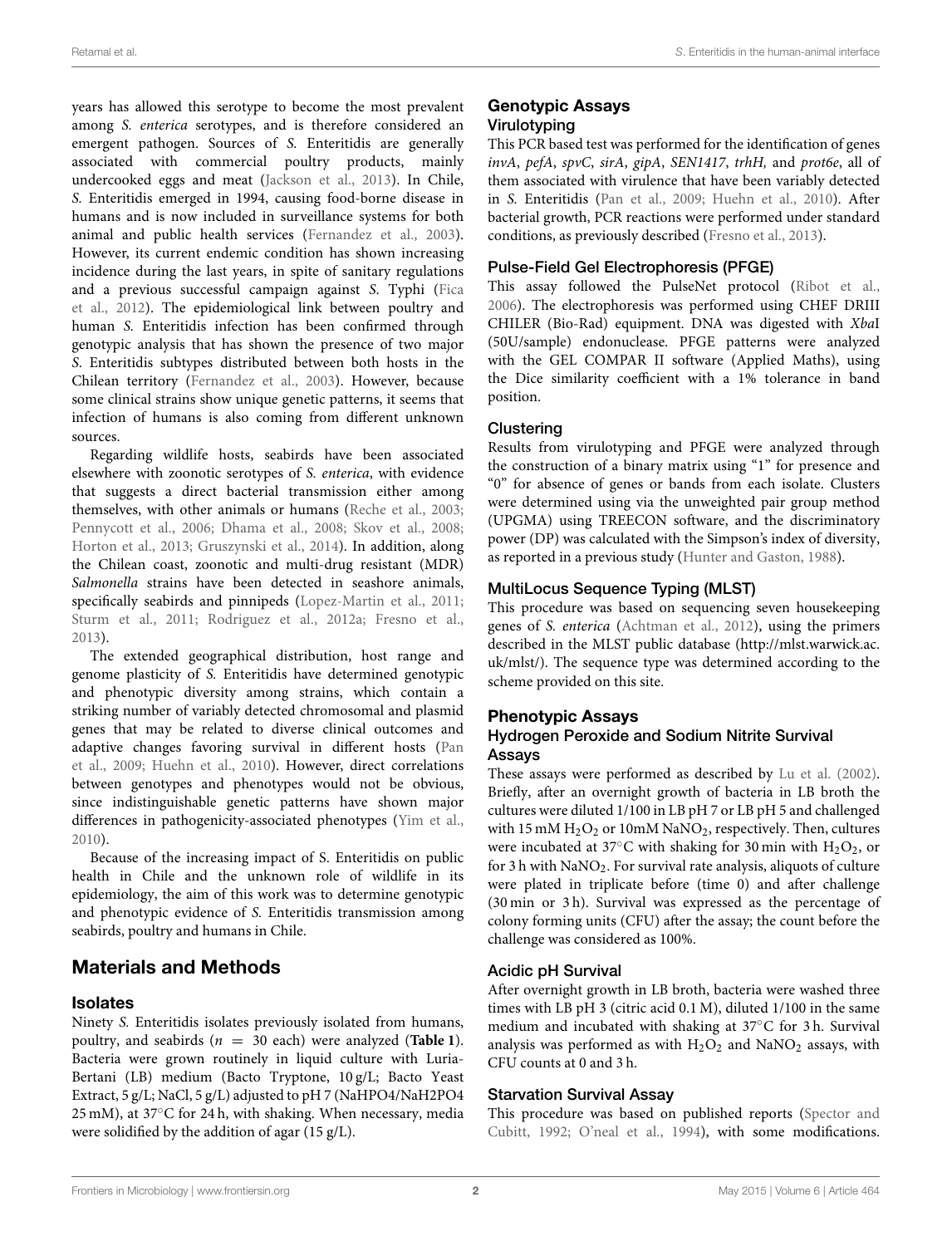years has allowed this serotype to become the most prevalent among *S. enterica* serotypes, and is therefore considered an emergent pathogen. Sources of *S.* Enteritidis are generally associated with commercial poultry products, mainly undercooked eggs and meat (Jackson et al., 2013). In Chile, *S.* Enteritidis emerged in 1994, causing food-borne disease in humans and is now included in surveillance systems for both animal and public health services (Fernandez et al., 2003). However, its current endemic condition has shown increasing incidence during the last years, in spite of sanitary regulations and a previous successful campaign against *S.* Typhi (Fica et al., 2012). The epidemiological link between poultry and human *S.* Enteritidis infection has been confirmed through genotypic analysis that has shown the presence of two major *S.* Enteritidis subtypes distributed between both hosts in the Chilean territory (Fernandez et al., 2003). However, because some clinical strains show unique genetic patterns, it seems that infection of humans is also coming from different unknown sources.

Regarding wildlife hosts, seabirds have been associated elsewhere with zoonotic serotypes of *S. enterica*, with evidence that suggests a direct bacterial transmission either among themselves, with other animals or humans (Reche et al., 2003; Pennycott et al., 2006; Dhama et al., 2008; Skov et al., 2008; Horton et al., 2013; Gruszynski et al., 2014). In addition, along the Chilean coast, zoonotic and multi-drug resistant (MDR) *Salmonella* strains have been detected in seashore animals, specifically seabirds and pinnipeds (Lopez-Martin et al., 2011; Sturm et al., 2011; Rodriguez et al., 2012a; Fresno et al., 2013).

The extended geographical distribution, host range and genome plasticity of *S.* Enteritidis have determined genotypic and phenotypic diversity among strains, which contain a striking number of variably detected chromosomal and plasmid genes that may be related to diverse clinical outcomes and adaptive changes favoring survival in different hosts (Pan et al., 2009; Huehn et al., 2010). However, direct correlations between genotypes and phenotypes would not be obvious, since indistinguishable genetic patterns have shown major differences in pathogenicity-associated phenotypes (Yim et al., 2010).

Because of the increasing impact of S. Enteritidis on public health in Chile and the unknown role of wildlife in its epidemiology, the aim of this work was to determine genotypic and phenotypic evidence of *S.* Enteritidis transmission among seabirds, poultry and humans in Chile.

## Materials and Methods

### Isolates

Ninety *S.* Enteritidis isolates previously isolated from humans, poultry, and seabirds ($n = 30$ each) were analyzed (**Table 1**). Bacteria were grown routinely in liquid culture with Luria-Bertani (LB) medium (Bacto Tryptone, 10 g/L; Bacto Yeast Extract, 5 g/L; NaCl, 5 g/L) adjusted to pH 7 (NaHPO4/NaH2PO4 25 mM), at 37°C for 24 h, with shaking. When necessary, media were solidified by the addition of agar (15 g/L).

### Genotypic Assays

#### Virulotyping

This PCR based test was performed for the identification of genes *invA*, *pefA*, *spvC*, *sirA*, *gipA*, *SEN1417*, *trhH,* and *prot6e*, all of them associated with virulence that have been variably detected in *S.* Enteritidis (Pan et al., 2009; Huehn et al., 2010). After bacterial growth, PCR reactions were performed under standard conditions, as previously described (Fresno et al., 2013).

#### Pulse-Field Gel Electrophoresis (PFGE)

This assay followed the PulseNet protocol (Ribot et al., 2006). The electrophoresis was performed using CHEF DRIII CHILER (Bio-Rad) equipment. DNA was digested with *Xba*I (50U/sample) endonuclease. PFGE patterns were analyzed with the GEL COMPAR II software (Applied Maths), using the Dice similarity coefficient with a 1% tolerance in band position.

#### Clustering

Results from virulotyping and PFGE were analyzed through the construction of a binary matrix using "1" for presence and "0" for absence of genes or bands from each isolate. Clusters were determined using via the unweighted pair group method (UPGMA) using TREECON software, and the discriminatory power (DP) was calculated with the Simpson's index of diversity, as reported in a previous study (Hunter and Gaston, 1988).

#### MultiLocus Sequence Typing (MLST)

This procedure was based on sequencing seven housekeeping genes of *S. enterica* (Achtman et al., 2012), using the primers described in the MLST public database (http://mlst.warwick.ac.uk/mlst/). The sequence type was determined according to the scheme provided on this site.

### Phenotypic Assays

#### Hydrogen Peroxide and Sodium Nitrite Survival Assays

These assays were performed as described by Lu et al. (2002). Briefly, after an overnight growth of bacteria in LB broth the cultures were diluted 1/100 in LB pH 7 or LB pH 5 and challenged with 15 mM $H_2O_2$ or 10mM $NaNO_2$, respectively. Then, cultures were incubated at 37°C with shaking for 30 min with $H_2O_2$, or for 3 h with $NaNO_2$. For survival rate analysis, aliquots of culture were plated in triplicate before (time 0) and after challenge (30 min or 3 h). Survival was expressed as the percentage of colony forming units (CFU) after the assay; the count before the challenge was considered as 100%.

#### Acidic pH Survival

After overnight growth in LB broth, bacteria were washed three times with LB pH 3 (citric acid 0.1 M), diluted 1/100 in the same medium and incubated with shaking at 37°C for 3 h. Survival analysis was performed as with $H_2O_2$ and $NaNO_2$ assays, with CFU counts at 0 and 3 h.

#### Starvation Survival Assay

This procedure was based on published reports (Spector and Cubitt, 1992; O'neal et al., 1994), with some modifications.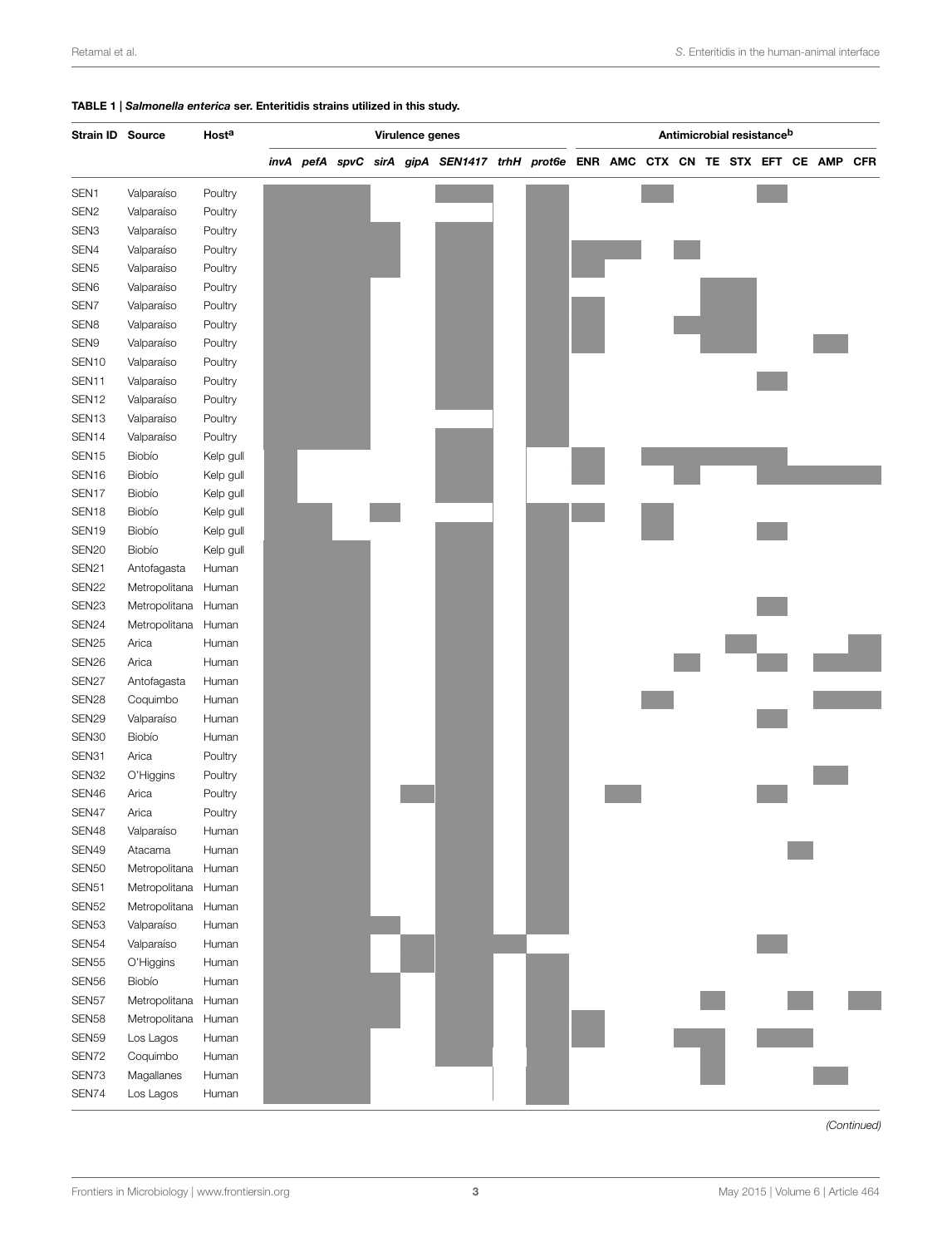**TABLE 1 | *Salmonella enterica* ser. Enteritidis strains utilized in this study.**

| Strain ID | Source | Host[a] | Virulence genes | | | | | | | | Antimicrobial resistance[b] | | | | | | | | | |
|---|---|---|---|---|---|---|---|---|---|---|---|---|---|---|---|---|---|---|---|---|
| | | | *invA* | *pefA* | *spvC* | *sirA* | *gipA* | *SEN1417* | *trhH* | *prot6e* | ENR | AMC | CTX | CN | TE | STX | EFT | CE | AMP | CFR |
| SEN1 | Valparaíso | Poultry | + | + | + | | | + | | + | | | + | | | | + | | | |
| SEN2 | Valparaíso | Poultry | + | + | + | | | | | + | | | | | | | | | | |
| SEN3 | Valparaíso | Poultry | + | + | + | + | | + | | + | | | | | | | | | | |
| SEN4 | Valparaíso | Poultry | + | + | + | + | | + | | + | + | + | | + | | | | | | |
| SEN5 | Valparaíso | Poultry | + | + | + | + | | + | | + | + | | | | | | | | | |
| SEN6 | Valparaíso | Poultry | + | + | + | | | + | | + | | | | | + | + | | | | |
| SEN7 | Valparaíso | Poultry | + | + | + | | | + | | + | + | | | | + | + | | | | |
| SEN8 | Valparaíso | Poultry | + | + | + | | | + | | + | + | | | + | + | + | | | | |
| SEN9 | Valparaíso | Poultry | + | + | + | | | + | | + | + | | | | + | + | | | + | |
| SEN10 | Valparaíso | Poultry | + | + | + | | | + | | + | | | | | | | | | | |
| SEN11 | Valparaíso | Poultry | + | + | + | | | + | | + | | | | | | | + | | | |
| SEN12 | Valparaíso | Poultry | + | + | + | | | + | | + | | | | | | | | | | |
| SEN13 | Valparaíso | Poultry | + | + | + | | | | | + | | | | | | | | | | |
| SEN14 | Valparaíso | Poultry | + | + | + | | | + | | + | | | | | | | | | | |
| SEN15 | Biobío | Kelp gull | + | | | | | + | | | + | | + | + | + | + | + | | | |
| SEN16 | Biobío | Kelp gull | + | | | | | + | | | + | | | + | | | + | + | + | + |
| SEN17 | Biobío | Kelp gull | + | | | | | + | | | | | | | | | | | | |
| SEN18 | Biobío | Kelp gull | + | + | | + | | | | + | + | | + | | | | | | | |
| SEN19 | Biobío | Kelp gull | + | + | | | | + | | + | | | + | | | | + | | | |
| SEN20 | Biobío | Kelp gull | + | + | + | | | + | | + | | | | | | | | | | |
| SEN21 | Antofagasta | Human | + | + | + | | | + | | + | | | | | | | | | | |
| SEN22 | Metropolitana | Human | + | + | + | | | + | | + | | | | | | | | | | |
| SEN23 | Metropolitana | Human | + | + | + | | | + | | + | | | | | | | + | | | |
| SEN24 | Metropolitana | Human | + | + | + | | | + | | + | | | | | | | | | | |
| SEN25 | Arica | Human | + | + | + | | | + | | + | | | | | | + | | | | + |
| SEN26 | Arica | Human | + | + | + | | | + | | + | | | | + | | | + | | + | + |
| SEN27 | Antofagasta | Human | + | + | + | | | + | | + | | | | | | | | | | |
| SEN28 | Coquimbo | Human | + | + | + | | | + | | + | | | + | | | | | | + | + |
| SEN29 | Valparaíso | Human | + | + | + | | | + | | + | | | | | | | + | | | |
| SEN30 | Biobío | Human | + | + | + | | | + | | + | | | | | | | | | | |
| SEN31 | Arica | Poultry | + | + | + | | | + | | + | | | | | | | | | | |
| SEN32 | O'Higgins | Poultry | + | + | + | | | + | | + | | | | | | | | | + | |
| SEN46 | Arica | Poultry | + | + | + | | + | + | | + | | + | | | | | + | | | |
| SEN47 | Arica | Poultry | + | + | + | | | + | | + | | | | | | | | | | |
| SEN48 | Valparaíso | Human | + | + | + | | | + | | + | | | | | | | | | | |
| SEN49 | Atacama | Human | + | + | + | | | + | | + | | | | | | | | + | | |
| SEN50 | Metropolitana | Human | + | + | + | | | + | | + | | | | | | | | | | |
| SEN51 | Metropolitana | Human | + | + | + | | | + | | + | | | | | | | | | | |
| SEN52 | Metropolitana | Human | + | + | + | | | + | | + | | | | | | | | | | |
| SEN53 | Valparaíso | Human | + | + | + | + | | + | | + | | | | | | | | | | |
| SEN54 | Valparaíso | Human | + | + | + | | + | + | + | | | | | | | | + | | | |
| SEN55 | O'Higgins | Human | + | + | + | | + | + | | + | | | | | | | | | | |
| SEN56 | Biobío | Human | + | + | + | + | | + | | + | | | | | | | | | | |
| SEN57 | Metropolitana | Human | + | + | + | + | | + | | + | | | | | + | | | + | | + |
| SEN58 | Metropolitana | Human | + | + | + | + | | + | | + | + | | | | | | | | | |
| SEN59 | Los Lagos | Human | + | + | + | | | + | | + | + | | | + | + | | + | + | | |
| SEN72 | Coquimbo | Human | + | + | + | | | + | | + | | | | | + | | | | | |
| SEN73 | Magallanes | Human | + | + | + | | | | | + | | | | | + | | | | + | |
| SEN74 | Los Lagos | Human | + | + | + | | | | | + | | | | | | | | | | |

*(Continued)*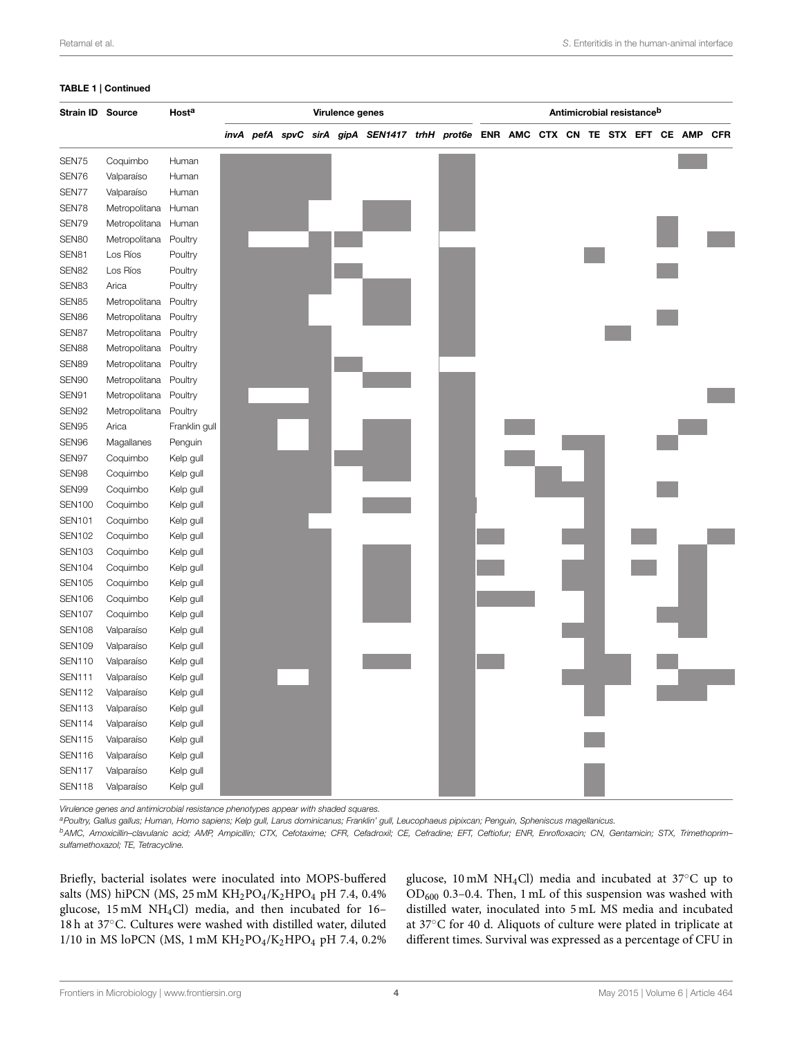**TABLE 1 | Continued**

| Strain ID | Source | Host[a] | Virulence genes | | | | | | | | Antimicrobial resistance[b] | | | | | | | | | |
|---|---|---|---|---|---|---|---|---|---|---|---|---|---|---|---|---|---|---|---|---|
| | | | *invA* | *pefA* | *spvC* | *sirA* | *gipA* | *SEN1417* | *trhH* | *prot6e* | ENR | AMC | CTX | CN | TE | STX | EFT | CE | AMP | CFR |
| SEN75 | Coquimbo | Human | ■ | ■ | ■ | ■ | | | | ■ | | | | | | | | | ■ | |
| SEN76 | Valparaíso | Human | ■ | ■ | ■ | ■ | | | | ■ | | | | | | | | | | |
| SEN77 | Valparaíso | Human | ■ | ■ | ■ | ■ | | | | ■ | | | | | | | | | | |
| SEN78 | Metropolitana | Human | ■ | ■ | ■ | | | ■ | | ■ | | | | | | | | | | |
| SEN79 | Metropolitana | Human | ■ | ■ | ■ | | | ■ | | ■ | | | | | | | | ■ | | |
| SEN80 | Metropolitana | Poultry | ■ | | | ■ | ■ | | | | | | | | | | | ■ | | ■ |
| SEN81 | Los Ríos | Poultry | ■ | ■ | ■ | ■ | | | | ■ | | | | | ■ | | | | | |
| SEN82 | Los Ríos | Poultry | ■ | ■ | ■ | ■ | ■ | | | ■ | | | | | | | | ■ | | |
| SEN83 | Arica | Poultry | ■ | ■ | ■ | ■ | | ■ | | ■ | | | | | | | | | | |
| SEN85 | Metropolitana | Poultry | ■ | ■ | ■ | ■ | | ■ | | ■ | | | | | | | | | | |
| SEN86 | Metropolitana | Poultry | ■ | ■ | ■ | ■ | | ■ | | ■ | | | | | | | | ■ | | |
| SEN87 | Metropolitana | Poultry | ■ | ■ | ■ | ■ | | | | ■ | | | | | | ■ | | | | |
| SEN88 | Metropolitana | Poultry | ■ | ■ | ■ | ■ | | | | ■ | | | | | | | | | | |
| SEN89 | Metropolitana | Poultry | ■ | ■ | ■ | ■ | ■ | | | | | | | | | | | | | |
| SEN90 | Metropolitana | Poultry | ■ | ■ | ■ | ■ | | ■ | | ■ | | | | | | | | | | |
| SEN91 | Metropolitana | Poultry | ■ | | | ■ | | | | ■ | | | | | | | | | | ■ |
| SEN92 | Metropolitana | Poultry | ■ | ■ | ■ | ■ | | | | ■ | | | | | | | | | | |
| SEN95 | Arica | Franklin gull | ■ | ■ | | ■ | | | | ■ | | ■ | | | | | | | ■ | |
| SEN96 | Magallanes | Penguin | ■ | ■ | ■ | ■ | | ■ | | ■ | | | | ■ | ■ | | | ■ | | |
| SEN97 | Coquimbo | Kelp gull | ■ | ■ | ■ | ■ | ■ | ■ | | ■ | | ■ | | | ■ | | | | | |
| SEN98 | Coquimbo | Kelp gull | ■ | ■ | ■ | ■ | | ■ | | ■ | | | ■ | | ■ | | | | | |
| SEN99 | Coquimbo | Kelp gull | ■ | ■ | ■ | ■ | | | | ■ | | | ■ | ■ | ■ | | | ■ | | |
| SEN100 | Coquimbo | Kelp gull | ■ | ■ | ■ | ■ | | ■ | | ■ | | | | | ■ | | | | | |
| SEN101 | Coquimbo | Kelp gull | ■ | ■ | ■ | | | | | ■ | | | | | ■ | | | | | |
| SEN102 | Coquimbo | Kelp gull | ■ | ■ | ■ | ■ | | | | ■ | ■ | | | ■ | ■ | | ■ | | | ■ |
| SEN103 | Coquimbo | Kelp gull | ■ | ■ | ■ | ■ | | ■ | | ■ | | | | | ■ | | | | ■ | |
| SEN104 | Coquimbo | Kelp gull | ■ | ■ | ■ | ■ | | ■ | | ■ | ■ | | | ■ | ■ | | ■ | | ■ | |
| SEN105 | Coquimbo | Kelp gull | ■ | ■ | ■ | ■ | | ■ | | ■ | | | | ■ | ■ | | | | ■ | |
| SEN106 | Coquimbo | Kelp gull | ■ | ■ | ■ | ■ | | ■ | | ■ | ■ | ■ | | | ■ | | | | ■ | |
| SEN107 | Coquimbo | Kelp gull | ■ | ■ | ■ | ■ | | ■ | | ■ | | | | | ■ | | | ■ | ■ | |
| SEN108 | Valparaíso | Kelp gull | ■ | ■ | ■ | ■ | | | | ■ | | | | ■ | ■ | | | | ■ | |
| SEN109 | Valparaíso | Kelp gull | ■ | ■ | ■ | ■ | | | | ■ | | | | | ■ | | | | | |
| SEN110 | Valparaíso | Kelp gull | ■ | ■ | ■ | ■ | | ■ | | ■ | ■ | | | | ■ | | | ■ | | |
| SEN111 | Valparaíso | Kelp gull | ■ | ■ | | ■ | | | | ■ | | | | ■ | ■ | ■ | | | ■ | ■ |
| SEN112 | Valparaíso | Kelp gull | ■ | ■ | ■ | ■ | | | | ■ | | | | | ■ | | | ■ | ■ | |
| SEN113 | Valparaíso | Kelp gull | ■ | ■ | ■ | ■ | | | | ■ | | | | | ■ | | | | | |
| SEN114 | Valparaíso | Kelp gull | ■ | ■ | ■ | ■ | | | | ■ | | | | | | | | | | |
| SEN115 | Valparaíso | Kelp gull | ■ | ■ | ■ | ■ | | | | ■ | | | | | ■ | | | | | |
| SEN116 | Valparaíso | Kelp gull | ■ | ■ | ■ | ■ | | | | ■ | | | | | | | | | | |
| SEN117 | Valparaíso | Kelp gull | ■ | ■ | ■ | ■ | | | | ■ | | | | | ■ | | | | | |
| SEN118 | Valparaíso | Kelp gull | ■ | ■ | ■ | ■ | | | | ■ | | | | | ■ | | | | | |

*Virulence genes and antimicrobial resistance phenotypes appear with shaded squares.*

[a]*Poultry, Gallus gallus; Human, Homo sapiens; Kelp gull, Larus dominicanus; Franklin' gull, Leucophaeus pipixcan; Penguin, Spheniscus magellanicus.*

[b]*AMC, Amoxicillin–clavulanic acid; AMP, Ampicillin; CTX, Cefotaxime; CFR, Cefadroxil; CE, Cefradine; EFT, Ceftiofur; ENR, Enrofloxacin; CN, Gentamicin; STX, Trimethoprim–sulfamethoxazol; TE, Tetracycline.*

Briefly, bacterial isolates were inoculated into MOPS-buffered salts (MS) hiPCN (MS, 25 mM $KH_2PO_4$/$K_2HPO_4$ pH 7.4, 0.4% glucose, 15 mM $NH_4Cl$) media, and then incubated for 16–18 h at 37°C. Cultures were washed with distilled water, diluted 1/10 in MS loPCN (MS, 1 mM $KH_2PO_4$/$K_2HPO_4$ pH 7.4, 0.2% glucose, 10 mM $NH_4Cl$) media and incubated at 37°C up to $OD_{600}$ 0.3–0.4. Then, 1 mL of this suspension was washed with distilled water, inoculated into 5 mL MS media and incubated at 37°C for 40 d. Aliquots of culture were plated in triplicate at different times. Survival was expressed as a percentage of CFU in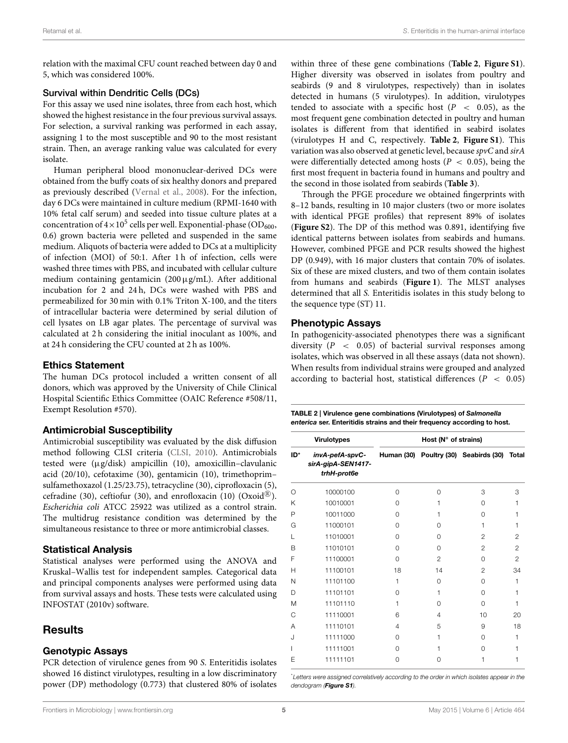relation with the maximal CFU count reached between day 0 and 5, which was considered 100%.

### Survival within Dendritic Cells (DCs)

For this assay we used nine isolates, three from each host, which showed the highest resistance in the four previous survival assays. For selection, a survival ranking was performed in each assay, assigning 1 to the most susceptible and 90 to the most resistant strain. Then, an average ranking value was calculated for every isolate.

Human peripheral blood mononuclear-derived DCs were obtained from the buffy coats of six healthy donors and prepared as previously described (Vernal et al., 2008). For the infection, day 6 DCs were maintained in culture medium (RPMI-1640 with 10% fetal calf serum) and seeded into tissue culture plates at a concentration of $4 \times 10^5$ cells per well. Exponential-phase ($OD_{600}$, 0.6) grown bacteria were pelleted and suspended in the same medium. Aliquots of bacteria were added to DCs at a multiplicity of infection (MOI) of 50:1. After 1 h of infection, cells were washed three times with PBS, and incubated with cellular culture medium containing gentamicin (200 μg/mL). After additional incubation for 2 and 24 h, DCs were washed with PBS and permeabilized for 30 min with 0.1% Triton X-100, and the titers of intracellular bacteria were determined by serial dilution of cell lysates on LB agar plates. The percentage of survival was calculated at 2 h considering the initial inoculant as 100%, and at 24 h considering the CFU counted at 2 h as 100%.

### Ethics Statement

The human DCs protocol included a written consent of all donors, which was approved by the University of Chile Clinical Hospital Scientific Ethics Committee (OAIC Reference #508/11, Exempt Resolution #570).

### Antimicrobial Susceptibility

Antimicrobial susceptibility was evaluated by the disk diffusion method following CLSI criteria (CLSI, 2010). Antimicrobials tested were (μg/disk) ampicillin (10), amoxicillin–clavulanic acid (20/10), cefotaxime (30), gentamicin (10), trimethoprim–sulfamethoxazol (1.25/23.75), tetracycline (30), ciprofloxacin (5), cefradine (30), ceftiofur (30), and enrofloxacin (10) (Oxoid®). *Escherichia coli* ATCC 25922 was utilized as a control strain. The multidrug resistance condition was determined by the simultaneous resistance to three or more antimicrobial classes.

### Statistical Analysis

Statistical analyses were performed using the ANOVA and Kruskal–Wallis test for independent samples. Categorical data and principal components analyses were performed using data from survival assays and hosts. These tests were calculated using INFOSTAT (2010v) software.

## Results

### Genotypic Assays

PCR detection of virulence genes from 90 *S.* Enteritidis isolates showed 16 distinct virulotypes, resulting in a low discriminatory power (DP) methodology (0.773) that clustered 80% of isolates within three of these gene combinations (**Table 2**, **Figure S1**). Higher diversity was observed in isolates from poultry and seabirds (9 and 8 virulotypes, respectively) than in isolates detected in humans (5 virulotypes). In addition, virulotypes tended to associate with a specific host ($P < 0.05$), as the most frequent gene combination detected in poultry and human isolates is different from that identified in seabird isolates (virulotypes H and C, respectively. **Table 2**, **Figure S1**). This variation was also observed at genetic level, because *spvC* and *sirA* were differentially detected among hosts ($P < 0.05$), being the first most frequent in bacteria found in humans and poultry and the second in those isolated from seabirds (**Table 3**).

Through the PFGE procedure we obtained fingerprints with 8–12 bands, resulting in 10 major clusters (two or more isolates with identical PFGE profiles) that represent 89% of isolates (**Figure S2**). The DP of this method was 0.891, identifying five identical patterns between isolates from seabirds and humans. However, combined PFGE and PCR results showed the highest DP (0.949), with 16 major clusters that contain 70% of isolates. Six of these are mixed clusters, and two of them contain isolates from humans and seabirds (**Figure 1**). The MLST analyses determined that all *S.* Enteritidis isolates in this study belong to the sequence type (ST) 11.

### Phenotypic Assays

In pathogenicity-associated phenotypes there was a significant diversity ($P < 0.05$) of bacterial survival responses among isolates, which was observed in all these assays (data not shown). When results from individual strains were grouped and analyzed according to bacterial host, statistical differences ($P < 0.05$)

**TABLE 2 | Virulence gene combinations (Virulotypes) of *Salmonella enterica* ser. Enteritidis strains and their frequency according to host.**

| Virulotypes | | Host (N° of strains) | | | |
|---|---|---|---|---|---|
| ID* | *invA-pefA-spvC-sirA-gipA-SEN1417-trhH-prot6e* | Human (30) | Poultry (30) | Seabirds (30) | Total |
| O | 10000100 | 0 | 0 | 3 | 3 |
| K | 10010001 | 0 | 1 | 0 | 1 |
| P | 10011000 | 0 | 1 | 0 | 1 |
| G | 11000101 | 0 | 0 | 1 | 1 |
| L | 11010001 | 0 | 0 | 2 | 2 |
| B | 11010101 | 0 | 0 | 2 | 2 |
| F | 11100001 | 0 | 2 | 0 | 2 |
| H | 11100101 | 18 | 14 | 2 | 34 |
| N | 11101100 | 1 | 0 | 0 | 1 |
| D | 11101101 | 0 | 1 | 0 | 1 |
| M | 11101110 | 1 | 0 | 0 | 1 |
| C | 11110001 | 6 | 4 | 10 | 20 |
| A | 11110101 | 4 | 5 | 9 | 18 |
| J | 11111000 | 0 | 1 | 0 | 1 |
| I | 11111001 | 0 | 1 | 0 | 1 |
| E | 11111101 | 0 | 0 | 1 | 1 |

*Letters were assigned correlatively according to the order in which isolates appear in the dendogram (**Figure S1**).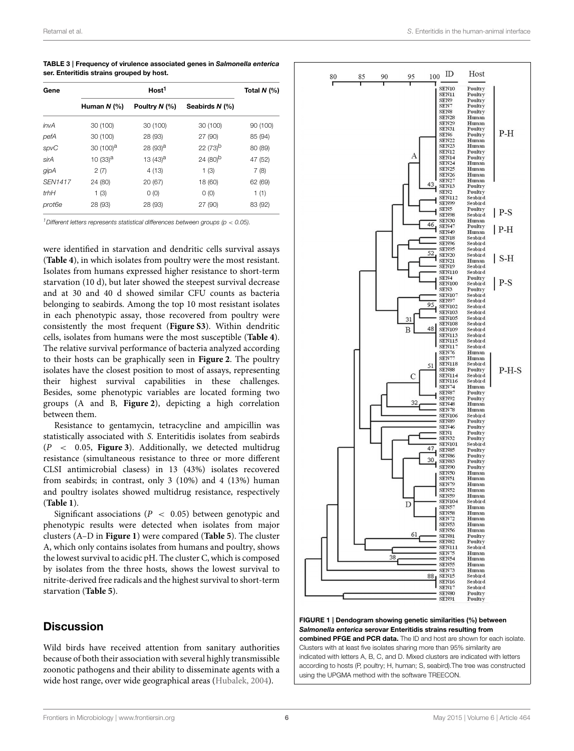**TABLE 3 | Frequency of virulence associated genes in *Salmonella enterica* ser. Enteritidis strains grouped by host.**

| Gene | Host[1] | | | Total N (%) |
|---|---|---|---|---|
| | Human N (%) | Poultry N (%) | Seabirds N (%) | |
| *invA* | 30 (100) | 30 (100) | 30 (100) | 90 (100) |
| *pefA* | 30 (100) | 28 (93) | 27 (90) | 85 (94) |
| *spvC* | 30 (100)[a] | 28 (93)[a] | 22 (73)[b] | 80 (89) |
| *sirA* | 10 (33)[a] | 13 (43)[a] | 24 (80)[b] | 47 (52) |
| *gipA* | 2 (7) | 4 (13) | 1 (3) | 7 (8) |
| *SEN1417* | 24 (80) | 20 (67) | 18 (60) | 62 (69) |
| *trhH* | 1 (3) | 0 (0) | 0 (0) | 1 (1) |
| *prot6e* | 28 (93) | 28 (93) | 27 (90) | 83 (92) |

[1]Different letters represents statistical differences between groups ($p < 0.05$).

were identified in starvation and dendritic cells survival assays (**Table 4**), in which isolates from poultry were the most resistant. Isolates from humans expressed higher resistance to short-term starvation (10 d), but later showed the steepest survival decrease and at 30 and 40 d showed similar CFU counts as bacteria belonging to seabirds. Among the top 10 most resistant isolates in each phenotypic assay, those recovered from poultry were consistently the most frequent (**Figure S3**). Within dendritic cells, isolates from humans were the most susceptible (**Table 4**). The relative survival performance of bacteria analyzed according to their hosts can be graphically seen in **Figure 2**. The poultry isolates have the closest position to most of assays, representing their highest survival capabilities in these challenges. Besides, some phenotypic variables are located forming two groups (A and B, **Figure 2**), depicting a high correlation between them.

Resistance to gentamycin, tetracycline and ampicillin was statistically associated with *S.* Enteritidis isolates from seabirds ($P < 0.05$, **Figure 3**). Additionally, we detected multidrug resistance (simultaneous resistance to three or more different CLSI antimicrobial clasess) in 13 (43%) isolates recovered from seabirds; in contrast, only 3 (10%) and 4 (13%) human and poultry isolates showed multidrug resistance, respectively (**Table 1**).

Significant associations ($P < 0.05$) between genotypic and phenotypic results were detected when isolates from major clusters (A–D in **Figure 1**) were compared (**Table 5**). The cluster A, which only contains isolates from humans and poultry, shows the lowest survival to acidic pH. The cluster C, which is composed by isolates from the three hosts, shows the lowest survival to nitrite-derived free radicals and the highest survival to short-term starvation (**Table 5**).

## Discussion

Wild birds have received attention from sanitary authorities because of both their association with several highly transmissible zoonotic pathogens and their ability to disseminate agents with a wide host range, over wide geographical areas (Hubalek, 2004).

**FIGURE 1 | Dendogram showing genetic similarities (%) between *Salmonella enterica* serovar Enteritidis strains resulting from combined PFGE and PCR data.** The ID and host are shown for each isolate. Clusters with at least five isolates sharing more than 95% similarity are indicated with letters A, B, C, and D. Mixed clusters are indicated with letters according to hosts (P, poultry; H, human; S, seabird).The tree was constructed using the UPGMA method with the software TREECON.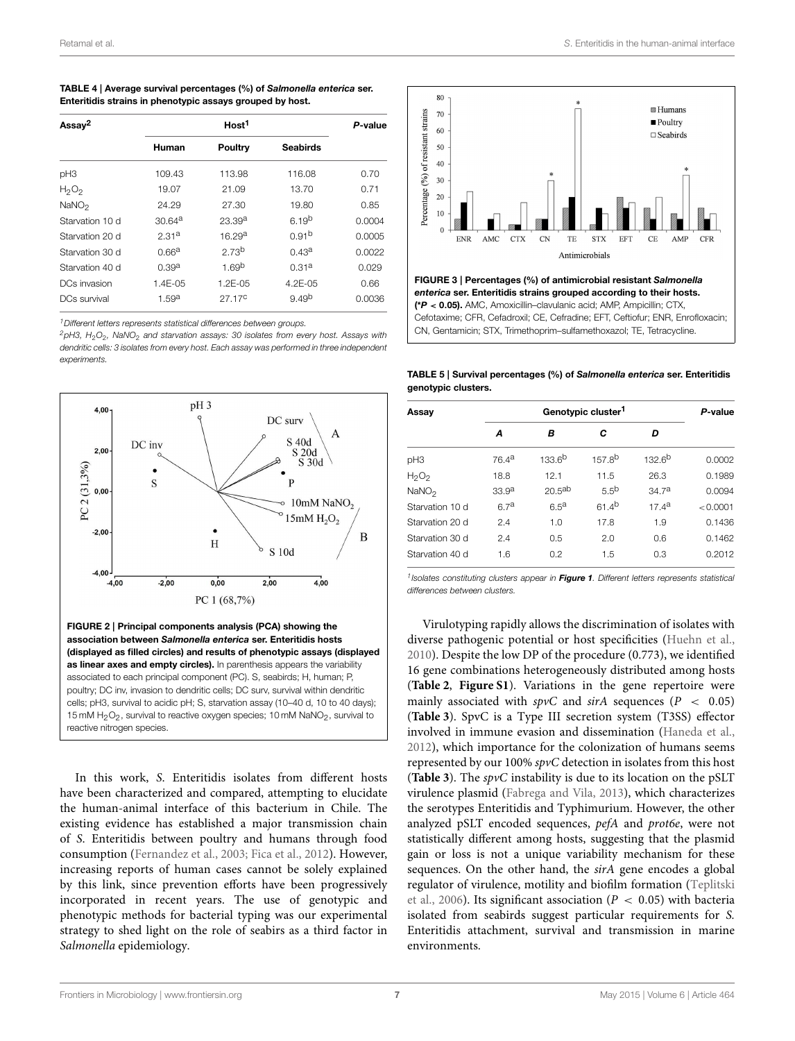**TABLE 4 | Average survival percentages (%) of *Salmonella enterica* ser. Enteritidis strains in phenotypic assays grouped by host.**

| Assay[2] | Host[1] | | | *P*-value |
|---|---|---|---|---|
| | Human | Poultry | Seabirds | |
| pH3 | 109.43 | 113.98 | 116.08 | 0.70 |
| $H_2O_2$ | 19.07 | 21.09 | 13.70 | 0.71 |
| $NaNO_2$ | 24.29 | 27.30 | 19.80 | 0.85 |
| Starvation 10 d | 30.64[a] | 23.39[a] | 6.19[b] | 0.0004 |
| Starvation 20 d | 2.31[a] | 16.29[a] | 0.91[b] | 0.0005 |
| Starvation 30 d | 0.66[a] | 2.73[b] | 0.43[a] | 0.0022 |
| Starvation 40 d | 0.39[a] | 1.69[b] | 0.31[a] | 0.029 |
| DCs invasion | 1.4E-05 | 1.2E-05 | 4.2E-05 | 0.66 |
| DCs survival | 1.59[a] | 27.17[c] | 9.49[b] | 0.0036 |

[1]Different letters represents statistical differences between groups.
[2]pH3, $H_2O_2$, $NaNO_2$ and starvation assays: 30 isolates from every host. Assays with dendritic cells: 3 isolates from every host. Each assay was performed in three independent experiments.

**FIGURE 2 | Principal components analysis (PCA) showing the association between *Salmonella enterica* ser. Enteritidis hosts (displayed as filled circles) and results of phenotypic assays (displayed as linear axes and empty circles).** In parenthesis appears the variability associated to each principal component (PC). S, seabirds; H, human; P, poultry; DC inv, invasion to dendritic cells; DC surv, survival within dendritic cells; pH3, survival to acidic pH; S, starvation assay (10–40 d, 10 to 40 days); 15 mM $H_2O_2$, survival to reactive oxygen species; 10 mM $NaNO_2$, survival to reactive nitrogen species.

**FIGURE 3 | Percentages (%) of antimicrobial resistant *Salmonella enterica* ser. Enteritidis strains grouped according to their hosts. (*$P < 0.05$).** AMC, Amoxicillin–clavulanic acid; AMP, Ampicillin; CTX, Cefotaxime; CFR, Cefadroxil; CE, Cefradine; EFT, Ceftiofur; ENR, Enrofloxacin; CN, Gentamicin; STX, Trimethoprim–sulfamethoxazol; TE, Tetracycline.

**TABLE 5 | Survival percentages (%) of *Salmonella enterica* ser. Enteritidis genotypic clusters.**

| Assay | Genotypic cluster[1] | | | | *P*-value |
|---|---|---|---|---|---|
| | *A* | *B* | *C* | *D* | |
| pH3 | 76.4[a] | 133.6[b] | 157.8[b] | 132.6[b] | 0.0002 |
| $H_2O_2$ | 18.8 | 12.1 | 11.5 | 26.3 | 0.1989 |
| $NaNO_2$ | 33.9[a] | 20.5[ab] | 5.5[b] | 34.7[a] | 0.0094 |
| Starvation 10 d | 6.7[a] | 6.5[a] | 61.4[b] | 17.4[a] | <0.0001 |
| Starvation 20 d | 2.4 | 1.0 | 17.8 | 1.9 | 0.1436 |
| Starvation 30 d | 2.4 | 0.5 | 2.0 | 0.6 | 0.1462 |
| Starvation 40 d | 1.6 | 0.2 | 1.5 | 0.3 | 0.2012 |

[1]Isolates constituting clusters appear in **Figure 1**. Different letters represents statistical differences between clusters.

In this work, *S.* Enteritidis isolates from different hosts have been characterized and compared, attempting to elucidate the human-animal interface of this bacterium in Chile. The existing evidence has established a major transmission chain of *S.* Enteritidis between poultry and humans through food consumption (Fernandez et al., 2003; Fica et al., 2012). However, increasing reports of human cases cannot be solely explained by this link, since prevention efforts have been progressively incorporated in recent years. The use of genotypic and phenotypic methods for bacterial typing was our experimental strategy to shed light on the role of seabirs as a third factor in *Salmonella* epidemiology.

Virulotyping rapidly allows the discrimination of isolates with diverse pathogenic potential or host specificities (Huehn et al., 2010). Despite the low DP of the procedure (0.773), we identified 16 gene combinations heterogeneously distributed among hosts (**Table 2**, **Figure S1**). Variations in the gene repertoire were mainly associated with *spvC* and *sirA* sequences ($P < 0.05$) (**Table 3**). SpvC is a Type III secretion system (T3SS) effector involved in immune evasion and dissemination (Haneda et al., 2012), which importance for the colonization of humans seems represented by our 100% *spvC* detection in isolates from this host (**Table 3**). The *spvC* instability is due to its location on the pSLT virulence plasmid (Fabrega and Vila, 2013), which characterizes the serotypes Enteritidis and Typhimurium. However, the other analyzed pSLT encoded sequences, *pefA* and *prot6e*, were not statistically different among hosts, suggesting that the plasmid gain or loss is not a unique variability mechanism for these sequences. On the other hand, the *sirA* gene encodes a global regulator of virulence, motility and biofilm formation (Teplitski et al., 2006). Its significant association ($P < 0.05$) with bacteria isolated from seabirds suggest particular requirements for *S.* Enteritidis attachment, survival and transmission in marine environments.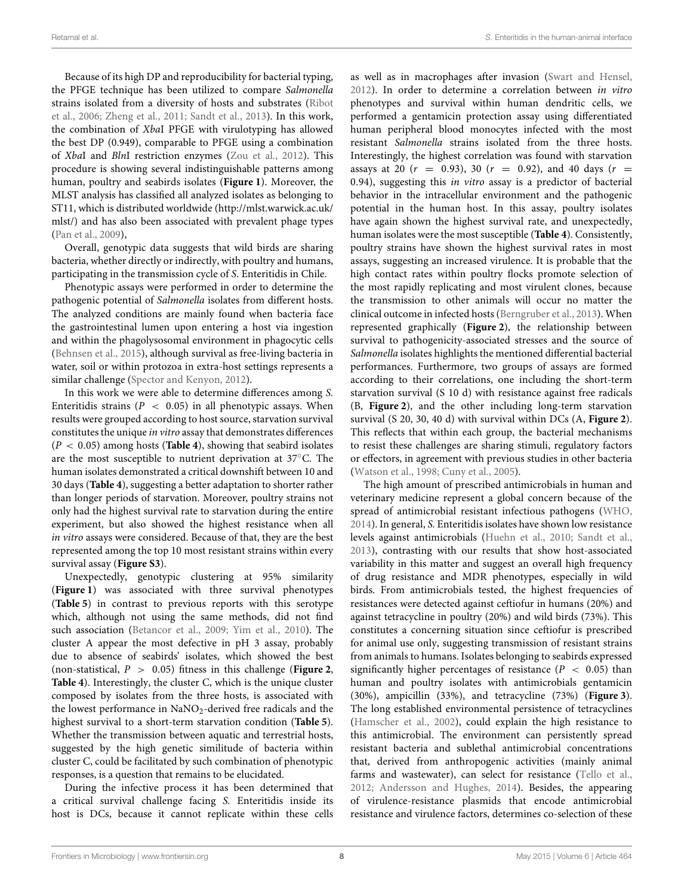Because of its high DP and reproducibility for bacterial typing, the PFGE technique has been utilized to compare *Salmonella* strains isolated from a diversity of hosts and substrates (Ribot et al., 2006; Zheng et al., 2011; Sandt et al., 2013). In this work, the combination of *Xba*I PFGE with virulotyping has allowed the best DP (0.949), comparable to PFGE using a combination of *Xba*I and *Bln*I restriction enzymes (Zou et al., 2012). This procedure is showing several indistinguishable patterns among human, poultry and seabirds isolates (**Figure 1**). Moreover, the MLST analysis has classified all analyzed isolates as belonging to ST11, which is distributed worldwide (http://mlst.warwick.ac.uk/mlst/) and has also been associated with prevalent phage types (Pan et al., 2009),

Overall, genotypic data suggests that wild birds are sharing bacteria, whether directly or indirectly, with poultry and humans, participating in the transmission cycle of *S.* Enteritidis in Chile.

Phenotypic assays were performed in order to determine the pathogenic potential of *Salmonella* isolates from different hosts. The analyzed conditions are mainly found when bacteria face the gastrointestinal lumen upon entering a host via ingestion and within the phagolysosomal environment in phagocytic cells (Behnsen et al., 2015), although survival as free-living bacteria in water, soil or within protozoa in extra-host settings represents a similar challenge (Spector and Kenyon, 2012).

In this work we were able to determine differences among *S.* Enteritidis strains ($P < 0.05$) in all phenotypic assays. When results were grouped according to host source, starvation survival constitutes the unique *in vitro* assay that demonstrates differences ($P < 0.05$) among hosts (**Table 4**), showing that seabird isolates are the most susceptible to nutrient deprivation at 37°C. The human isolates demonstrated a critical downshift between 10 and 30 days (**Table 4**), suggesting a better adaptation to shorter rather than longer periods of starvation. Moreover, poultry strains not only had the highest survival rate to starvation during the entire experiment, but also showed the highest resistance when all *in vitro* assays were considered. Because of that, they are the best represented among the top 10 most resistant strains within every survival assay (**Figure S3**).

Unexpectedly, genotypic clustering at 95% similarity (**Figure 1**) was associated with three survival phenotypes (**Table 5**) in contrast to previous reports with this serotype which, although not using the same methods, did not find such association (Betancor et al., 2009; Yim et al., 2010). The cluster A appear the most defective in pH 3 assay, probably due to absence of seabirds' isolates, which showed the best (non-statistical, $P > 0.05$) fitness in this challenge (**Figure 2**, **Table 4**). Interestingly, the cluster C, which is the unique cluster composed by isolates from the three hosts, is associated with the lowest performance in $NaNO_2$-derived free radicals and the highest survival to a short-term starvation condition (**Table 5**). Whether the transmission between aquatic and terrestrial hosts, suggested by the high genetic similitude of bacteria within cluster C, could be facilitated by such combination of phenotypic responses, is a question that remains to be elucidated.

During the infective process it has been determined that a critical survival challenge facing *S.* Enteritidis inside its host is DCs, because it cannot replicate within these cells as well as in macrophages after invasion (Swart and Hensel, 2012). In order to determine a correlation between *in vitro* phenotypes and survival within human dendritic cells, we performed a gentamicin protection assay using differentiated human peripheral blood monocytes infected with the most resistant *Salmonella* strains isolated from the three hosts. Interestingly, the highest correlation was found with starvation assays at 20 ($r = 0.93$), 30 ($r = 0.92$), and 40 days ($r = 0.94$), suggesting this *in vitro* assay is a predictor of bacterial behavior in the intracellular environment and the pathogenic potential in the human host. In this assay, poultry isolates have again shown the highest survival rate, and unexpectedly, human isolates were the most susceptible (**Table 4**). Consistently, poultry strains have shown the highest survival rates in most assays, suggesting an increased virulence. It is probable that the high contact rates within poultry flocks promote selection of the most rapidly replicating and most virulent clones, because the transmission to other animals will occur no matter the clinical outcome in infected hosts (Berngruber et al., 2013). When represented graphically (**Figure 2**), the relationship between survival to pathogenicity-associated stresses and the source of *Salmonella* isolates highlights the mentioned differential bacterial performances. Furthermore, two groups of assays are formed according to their correlations, one including the short-term starvation survival (S 10 d) with resistance against free radicals (B, **Figure 2**), and the other including long-term starvation survival (S 20, 30, 40 d) with survival within DCs (A, **Figure 2**). This reflects that within each group, the bacterial mechanisms to resist these challenges are sharing stimuli, regulatory factors or effectors, in agreement with previous studies in other bacteria (Watson et al., 1998; Cuny et al., 2005).

The high amount of prescribed antimicrobials in human and veterinary medicine represent a global concern because of the spread of antimicrobial resistant infectious pathogens (WHO, 2014). In general, *S.* Enteritidis isolates have shown low resistance levels against antimicrobials (Huehn et al., 2010; Sandt et al., 2013), contrasting with our results that show host-associated variability in this matter and suggest an overall high frequency of drug resistance and MDR phenotypes, especially in wild birds. From antimicrobials tested, the highest frequencies of resistances were detected against ceftiofur in humans (20%) and against tetracycline in poultry (20%) and wild birds (73%). This constitutes a concerning situation since ceftiofur is prescribed for animal use only, suggesting transmission of resistant strains from animals to humans. Isolates belonging to seabirds expressed significantly higher percentages of resistance ($P < 0.05$) than human and poultry isolates with antimicrobials gentamicin (30%), ampicillin (33%), and tetracycline (73%) (**Figure 3**). The long established environmental persistence of tetracyclines (Hamscher et al., 2002), could explain the high resistance to this antimicrobial. The environment can persistently spread resistant bacteria and sublethal antimicrobial concentrations that, derived from anthropogenic activities (mainly animal farms and wastewater), can select for resistance (Tello et al., 2012; Andersson and Hughes, 2014). Besides, the appearing of virulence-resistance plasmids that encode antimicrobial resistance and virulence factors, determines co-selection of these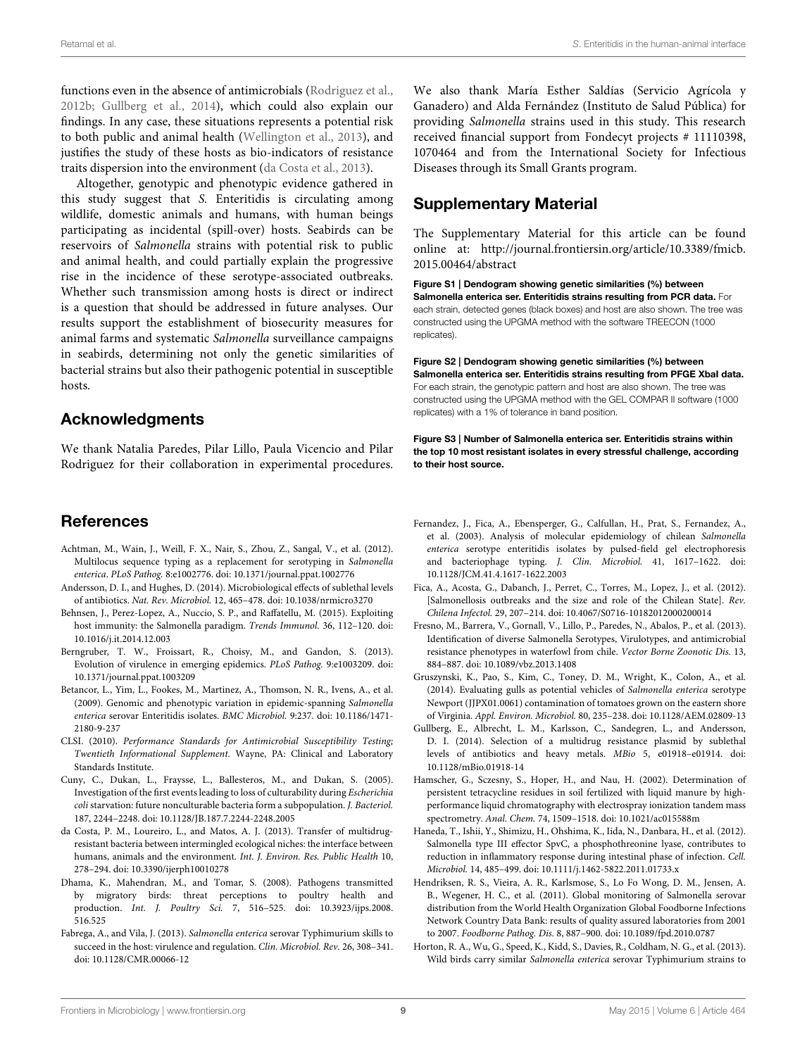functions even in the absence of antimicrobials (Rodriguez et al., 2012b; Gullberg et al., 2014), which could also explain our findings. In any case, these situations represents a potential risk to both public and animal health (Wellington et al., 2013), and justifies the study of these hosts as bio-indicators of resistance traits dispersion into the environment (da Costa et al., 2013).

Altogether, genotypic and phenotypic evidence gathered in this study suggest that *S.* Enteritidis is circulating among wildlife, domestic animals and humans, with human beings participating as incidental (spill-over) hosts. Seabirds can be reservoirs of *Salmonella* strains with potential risk to public and animal health, and could partially explain the progressive rise in the incidence of these serotype-associated outbreaks. Whether such transmission among hosts is direct or indirect is a question that should be addressed in future analyses. Our results support the establishment of biosecurity measures for animal farms and systematic *Salmonella* surveillance campaigns in seabirds, determining not only the genetic similarities of bacterial strains but also their pathogenic potential in susceptible hosts.

## Acknowledgments

We thank Natalia Paredes, Pilar Lillo, Paula Vicencio and Pilar Rodriguez for their collaboration in experimental procedures. We also thank María Esther Saldías (Servicio Agrícola y Ganadero) and Alda Fernández (Instituto de Salud Pública) for providing *Salmonella* strains used in this study. This research received financial support from Fondecyt projects # 11110398, 1070464 and from the International Society for Infectious Diseases through its Small Grants program.

## Supplementary Material

The Supplementary Material for this article can be found online at: http://journal.frontiersin.org/article/10.3389/fmicb.2015.00464/abstract

**Figure S1 | Dendogram showing genetic similarities (%) between Salmonella enterica ser. Enteritidis strains resulting from PCR data.** For each strain, detected genes (black boxes) and host are also shown. The tree was constructed using the UPGMA method with the software TREECON (1000 replicates).

**Figure S2 | Dendogram showing genetic similarities (%) between Salmonella enterica ser. Enteritidis strains resulting from PFGE XbaI data.** For each strain, the genotypic pattern and host are also shown. The tree was constructed using the UPGMA method with the GEL COMPAR II software (1000 replicates) with a 1% of tolerance in band position.

**Figure S3 | Number of Salmonella enterica ser. Enteritidis strains within the top 10 most resistant isolates in every stressful challenge, according to their host source.**

## References

Achtman, M., Wain, J., Weill, F. X., Nair, S., Zhou, Z., Sangal, V., et al. (2012). Multilocus sequence typing as a replacement for serotyping in *Salmonella enterica*. *PLoS Pathog.* 8:e1002776. doi: 10.1371/journal.ppat.1002776

Andersson, D. I., and Hughes, D. (2014). Microbiological effects of sublethal levels of antibiotics. *Nat. Rev. Microbiol.* 12, 465–478. doi: 10.1038/nrmicro3270

Behnsen, J., Perez-Lopez, A., Nuccio, S. P., and Raffatellu, M. (2015). Exploiting host immunity: the Salmonella paradigm. *Trends Immunol.* 36, 112–120. doi: 10.1016/j.it.2014.12.003

Berngruber, T. W., Froissart, R., Choisy, M., and Gandon, S. (2013). Evolution of virulence in emerging epidemics. *PLoS Pathog.* 9:e1003209. doi: 10.1371/journal.ppat.1003209

Betancor, L., Yim, L., Fookes, M., Martinez, A., Thomson, N. R., Ivens, A., et al. (2009). Genomic and phenotypic variation in epidemic-spanning *Salmonella enterica* serovar Enteritidis isolates. *BMC Microbiol.* 9:237. doi: 10.1186/1471-2180-9-237

CLSI. (2010). *Performance Standards for Antimicrobial Susceptibility Testing; Twentieth Informational Supplement.* Wayne, PA: Clinical and Laboratory Standards Institute.

Cuny, C., Dukan, L., Fraysse, L., Ballesteros, M., and Dukan, S. (2005). Investigation of the first events leading to loss of culturability during *Escherichia coli* starvation: future nonculturable bacteria form a subpopulation. *J. Bacteriol.* 187, 2244–2248. doi: 10.1128/JB.187.7.2244-2248.2005

da Costa, P. M., Loureiro, L., and Matos, A. J. (2013). Transfer of multidrug-resistant bacteria between intermingled ecological niches: the interface between humans, animals and the environment. *Int. J. Environ. Res. Public Health* 10, 278–294. doi: 10.3390/ijerph10010278

Dhama, K., Mahendran, M., and Tomar, S. (2008). Pathogens transmitted by migratory birds: threat perceptions to poultry health and production. *Int. J. Poultry Sci.* 7, 516–525. doi: 10.3923/ijps.2008.516.525

Fabrega, A., and Vila, J. (2013). *Salmonella enterica* serovar Typhimurium skills to succeed in the host: virulence and regulation. *Clin. Microbiol. Rev.* 26, 308–341. doi: 10.1128/CMR.00066-12

Fernandez, J., Fica, A., Ebensperger, G., Calfullan, H., Prat, S., Fernandez, A., et al. (2003). Analysis of molecular epidemiology of chilean *Salmonella enterica* serotype enteritidis isolates by pulsed-field gel electrophoresis and bacteriophage typing. *J. Clin. Microbiol.* 41, 1617–1622. doi: 10.1128/JCM.41.4.1617-1622.2003

Fica, A., Acosta, G., Dabanch, J., Perret, C., Torres, M., Lopez, J., et al. (2012). [Salmonellosis outbreaks and the size and role of the Chilean State]. *Rev. Chilena Infectol.* 29, 207–214. doi: 10.4067/S0716-10182012000200014

Fresno, M., Barrera, V., Gornall, V., Lillo, P., Paredes, N., Abalos, P., et al. (2013). Identification of diverse Salmonella Serotypes, Virulotypes, and antimicrobial resistance phenotypes in waterfowl from chile. *Vector Borne Zoonotic Dis.* 13, 884–887. doi: 10.1089/vbz.2013.1408

Gruszynski, K., Pao, S., Kim, C., Toney, D. M., Wright, K., Colon, A., et al. (2014). Evaluating gulls as potential vehicles of *Salmonella enterica* serotype Newport (JJPX01.0061) contamination of tomatoes grown on the eastern shore of Virginia. *Appl. Environ. Microbiol.* 80, 235–238. doi: 10.1128/AEM.02809-13

Gullberg, E., Albrecht, L. M., Karlsson, C., Sandegren, L., and Andersson, D. I. (2014). Selection of a multidrug resistance plasmid by sublethal levels of antibiotics and heavy metals. *MBio* 5, e01918–e01914. doi: 10.1128/mBio.01918-14

Hamscher, G., Sczesny, S., Hoper, H., and Nau, H. (2002). Determination of persistent tetracycline residues in soil fertilized with liquid manure by high-performance liquid chromatography with electrospray ionization tandem mass spectrometry. *Anal. Chem.* 74, 1509–1518. doi: 10.1021/ac015588m

Haneda, T., Ishii, Y., Shimizu, H., Ohshima, K., Iida, N., Danbara, H., et al. (2012). Salmonella type III effector SpvC, a phosphothreonine lyase, contributes to reduction in inflammatory response during intestinal phase of infection. *Cell. Microbiol.* 14, 485–499. doi: 10.1111/j.1462-5822.2011.01733.x

Hendriksen, R. S., Vieira, A. R., Karlsmose, S., Lo Fo Wong, D. M., Jensen, A. B., Wegener, H. C., et al. (2011). Global monitoring of Salmonella serovar distribution from the World Health Organization Global Foodborne Infections Network Country Data Bank: results of quality assured laboratories from 2001 to 2007. *Foodborne Pathog. Dis.* 8, 887–900. doi: 10.1089/fpd.2010.0787

Horton, R. A., Wu, G., Speed, K., Kidd, S., Davies, R., Coldham, N. G., et al. (2013). Wild birds carry similar *Salmonella enterica* serovar Typhimurium strains to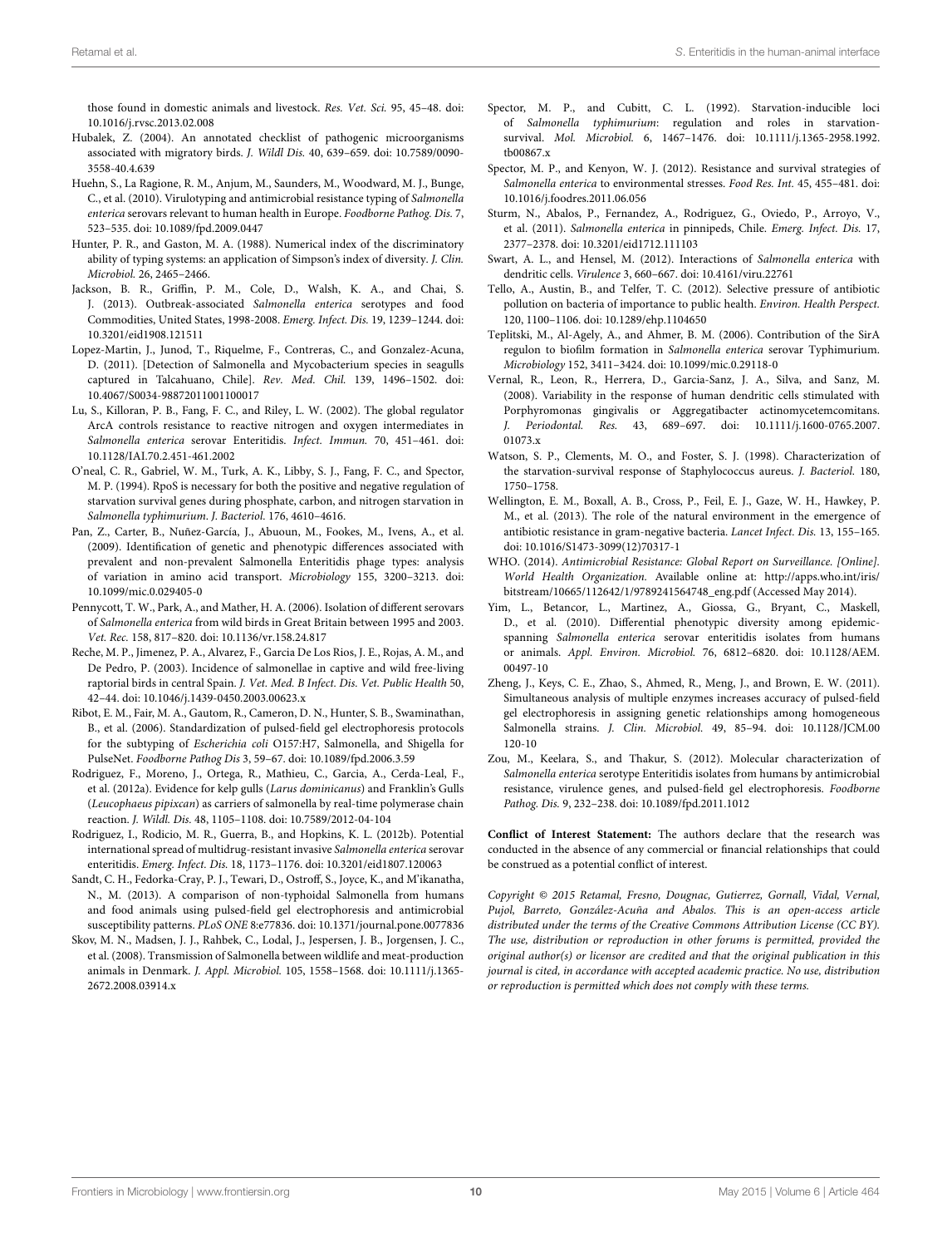those found in domestic animals and livestock. *Res. Vet. Sci.* 95, 45–48. doi: 10.1016/j.rvsc.2013.02.008

Hubalek, Z. (2004). An annotated checklist of pathogenic microorganisms associated with migratory birds. *J. Wildl Dis.* 40, 639–659. doi: 10.7589/0090-3558-40.4.639

Huehn, S., La Ragione, R. M., Anjum, M., Saunders, M., Woodward, M. J., Bunge, C., et al. (2010). Virulotyping and antimicrobial resistance typing of *Salmonella enterica* serovars relevant to human health in Europe. *Foodborne Pathog. Dis.* 7, 523–535. doi: 10.1089/fpd.2009.0447

Hunter, P. R., and Gaston, M. A. (1988). Numerical index of the discriminatory ability of typing systems: an application of Simpson's index of diversity. *J. Clin. Microbiol.* 26, 2465–2466.

Jackson, B. R., Griffin, P. M., Cole, D., Walsh, K. A., and Chai, S. J. (2013). Outbreak-associated *Salmonella enterica* serotypes and food Commodities, United States, 1998-2008. *Emerg. Infect. Dis.* 19, 1239–1244. doi: 10.3201/eid1908.121511

Lopez-Martin, J., Junod, T., Riquelme, F., Contreras, C., and Gonzalez-Acuna, D. (2011). [Detection of Salmonella and Mycobacterium species in seagulls captured in Talcahuano, Chile]. *Rev. Med. Chil.* 139, 1496–1502. doi: 10.4067/S0034-98872011001100017

Lu, S., Killoran, P. B., Fang, F. C., and Riley, L. W. (2002). The global regulator ArcA controls resistance to reactive nitrogen and oxygen intermediates in *Salmonella enterica* serovar Enteritidis. *Infect. Immun.* 70, 451–461. doi: 10.1128/IAI.70.2.451-461.2002

O'neal, C. R., Gabriel, W. M., Turk, A. K., Libby, S. J., Fang, F. C., and Spector, M. P. (1994). RpoS is necessary for both the positive and negative regulation of starvation survival genes during phosphate, carbon, and nitrogen starvation in *Salmonella typhimurium*. *J. Bacteriol.* 176, 4610–4616.

Pan, Z., Carter, B., Nuñez-García, J., Abuoun, M., Fookes, M., Ivens, A., et al. (2009). Identification of genetic and phenotypic differences associated with prevalent and non-prevalent Salmonella Enteritidis phage types: analysis of variation in amino acid transport. *Microbiology* 155, 3200–3213. doi: 10.1099/mic.0.029405-0

Pennycott, T. W., Park, A., and Mather, H. A. (2006). Isolation of different serovars of *Salmonella enterica* from wild birds in Great Britain between 1995 and 2003. *Vet. Rec.* 158, 817–820. doi: 10.1136/vr.158.24.817

Reche, M. P., Jimenez, P. A., Alvarez, F., Garcia De Los Rios, J. E., Rojas, A. M., and De Pedro, P. (2003). Incidence of salmonellae in captive and wild free-living raptorial birds in central Spain. *J. Vet. Med. B Infect. Dis. Vet. Public Health* 50, 42–44. doi: 10.1046/j.1439-0450.2003.00623.x

Ribot, E. M., Fair, M. A., Gautom, R., Cameron, D. N., Hunter, S. B., Swaminathan, B., et al. (2006). Standardization of pulsed-field gel electrophoresis protocols for the subtyping of *Escherichia coli* O157:H7, Salmonella, and Shigella for PulseNet. *Foodborne Pathog Dis* 3, 59–67. doi: 10.1089/fpd.2006.3.59

Rodriguez, F., Moreno, J., Ortega, R., Mathieu, C., Garcia, A., Cerda-Leal, F., et al. (2012a). Evidence for kelp gulls (*Larus dominicanus*) and Franklin's Gulls (*Leucophaeus pipixcan*) as carriers of salmonella by real-time polymerase chain reaction. *J. Wildl. Dis.* 48, 1105–1108. doi: 10.7589/2012-04-104

Rodriguez, I., Rodicio, M. R., Guerra, B., and Hopkins, K. L. (2012b). Potential international spread of multidrug-resistant invasive *Salmonella enterica* serovar enteritidis. *Emerg. Infect. Dis.* 18, 1173–1176. doi: 10.3201/eid1807.120063

Sandt, C. H., Fedorka-Cray, P. J., Tewari, D., Ostroff, S., Joyce, K., and M'ikanatha, N., M. (2013). A comparison of non-typhoidal Salmonella from humans and food animals using pulsed-field gel electrophoresis and antimicrobial susceptibility patterns. *PLoS ONE* 8:e77836. doi: 10.1371/journal.pone.0077836

Skov, M. N., Madsen, J. J., Rahbek, C., Lodal, J., Jespersen, J. B., Jorgensen, J. C., et al. (2008). Transmission of Salmonella between wildlife and meat-production animals in Denmark. *J. Appl. Microbiol.* 105, 1558–1568. doi: 10.1111/j.1365-2672.2008.03914.x

Spector, M. P., and Cubitt, C. L. (1992). Starvation-inducible loci of *Salmonella typhimurium*: regulation and roles in starvation-survival. *Mol. Microbiol.* 6, 1467–1476. doi: 10.1111/j.1365-2958.1992.tb00867.x

Spector, M. P., and Kenyon, W. J. (2012). Resistance and survival strategies of *Salmonella enterica* to environmental stresses. *Food Res. Int.* 45, 455–481. doi: 10.1016/j.foodres.2011.06.056

Sturm, N., Abalos, P., Fernandez, A., Rodriguez, G., Oviedo, P., Arroyo, V., et al. (2011). *Salmonella enterica* in pinnipeds, Chile. *Emerg. Infect. Dis.* 17, 2377–2378. doi: 10.3201/eid1712.111103

Swart, A. L., and Hensel, M. (2012). Interactions of *Salmonella enterica* with dendritic cells. *Virulence* 3, 660–667. doi: 10.4161/viru.22761

Tello, A., Austin, B., and Telfer, T. C. (2012). Selective pressure of antibiotic pollution on bacteria of importance to public health. *Environ. Health Perspect.* 120, 1100–1106. doi: 10.1289/ehp.1104650

Teplitski, M., Al-Agely, A., and Ahmer, B. M. (2006). Contribution of the SirA regulon to biofilm formation in *Salmonella enterica* serovar Typhimurium. *Microbiology* 152, 3411–3424. doi: 10.1099/mic.0.29118-0

Vernal, R., Leon, R., Herrera, D., Garcia-Sanz, J. A., Silva, and Sanz, M. (2008). Variability in the response of human dendritic cells stimulated with Porphyromonas gingivalis or Aggregatibacter actinomycetemcomitans. *J. Periodontal. Res.* 43, 689–697. doi: 10.1111/j.1600-0765.2007.01073.x

Watson, S. P., Clements, M. O., and Foster, S. J. (1998). Characterization of the starvation-survival response of Staphylococcus aureus. *J. Bacteriol.* 180, 1750–1758.

Wellington, E. M., Boxall, A. B., Cross, P., Feil, E. J., Gaze, W. H., Hawkey, P. M., et al. (2013). The role of the natural environment in the emergence of antibiotic resistance in gram-negative bacteria. *Lancet Infect. Dis.* 13, 155–165. doi: 10.1016/S1473-3099(12)70317-1

WHO. (2014). *Antimicrobial Resistance: Global Report on Surveillance. [Online]. World Health Organization.* Available online at: http://apps.who.int/iris/bitstream/10665/112642/1/9789241564748_eng.pdf (Accessed May 2014).

Yim, L., Betancor, L., Martinez, A., Giossa, G., Bryant, C., Maskell, D., et al. (2010). Differential phenotypic diversity among epidemic-spanning *Salmonella enterica* serovar enteritidis isolates from humans or animals. *Appl. Environ. Microbiol.* 76, 6812–6820. doi: 10.1128/AEM.00497-10

Zheng, J., Keys, C. E., Zhao, S., Ahmed, R., Meng, J., and Brown, E. W. (2011). Simultaneous analysis of multiple enzymes increases accuracy of pulsed-field gel electrophoresis in assigning genetic relationships among homogeneous Salmonella strains. *J. Clin. Microbiol.* 49, 85–94. doi: 10.1128/JCM.00120-10

Zou, M., Keelara, S., and Thakur, S. (2012). Molecular characterization of *Salmonella enterica* serotype Enteritidis isolates from humans by antimicrobial resistance, virulence genes, and pulsed-field gel electrophoresis. *Foodborne Pathog. Dis.* 9, 232–238. doi: 10.1089/fpd.2011.1012

**Conflict of Interest Statement:** The authors declare that the research was conducted in the absence of any commercial or financial relationships that could be construed as a potential conflict of interest.

*Copyright © 2015 Retamal, Fresno, Dougnac, Gutierrez, Gornall, Vidal, Vernal, Pujol, Barreto, González-Acuña and Abalos. This is an open-access article distributed under the terms of the Creative Commons Attribution License (CC BY). The use, distribution or reproduction in other forums is permitted, provided the original author(s) or licensor are credited and that the original publication in this journal is cited, in accordance with accepted academic practice. No use, distribution or reproduction is permitted which does not comply with these terms.*